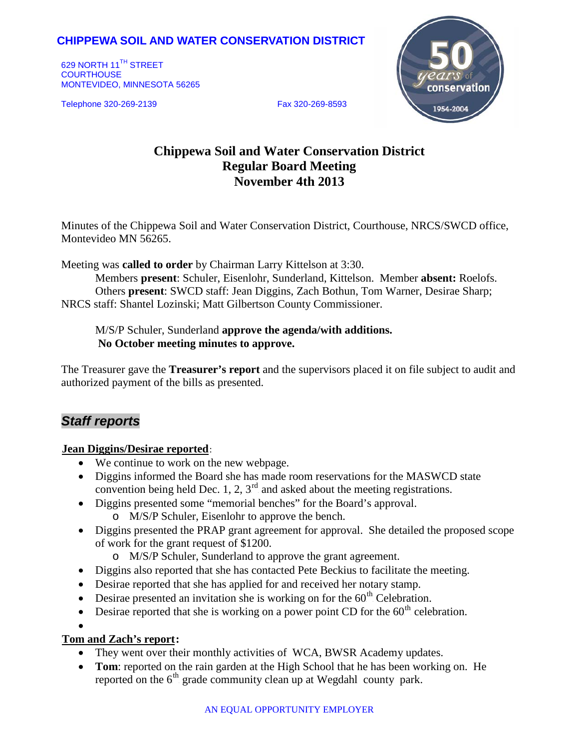**CHIPPEWA SOIL AND WATER CONSERVATION DISTRICT**

629 NORTH 11TH STREET
COURTHOUSE
MONTEVIDEO, MINNESOTA 56265

Telephone 320-269-2139 Fax 320-269-8593

# Chippewa Soil and Water Conservation District
## Regular Board Meeting
## November 4th 2013

Minutes of the Chippewa Soil and Water Conservation District, Courthouse, NRCS/SWCD office, Montevideo MN 56265.

Meeting was **called to order** by Chairman Larry Kittelson at 3:30.

Members **present**: Schuler, Eisenlohr, Sunderland, Kittelson. Member **absent:** Roelofs.
Others **present**: SWCD staff: Jean Diggins, Zach Bothun, Tom Warner, Desirae Sharp; NRCS staff: Shantel Lozinski; Matt Gilbertson County Commissioner.

M/S/P Schuler, Sunderland **approve the agenda/with additions.**
**No October meeting minutes to approve.**

The Treasurer gave the **Treasurer's report** and the supervisors placed it on file subject to audit and authorized payment of the bills as presented.

## *Staff reports*

**Jean Diggins/Desirae reported**:

- We continue to work on the new webpage.
- Diggins informed the Board she has made room reservations for the MASWCD state convention being held Dec. 1, 2, 3rd and asked about the meeting registrations.
- Diggins presented some "memorial benches" for the Board's approval.
  - M/S/P Schuler, Eisenlohr to approve the bench.
- Diggins presented the PRAP grant agreement for approval. She detailed the proposed scope of work for the grant request of $1200.
  - M/S/P Schuler, Sunderland to approve the grant agreement.
- Diggins also reported that she has contacted Pete Beckius to facilitate the meeting.
- Desirae reported that she has applied for and received her notary stamp.
- Desirae presented an invitation she is working on for the 60th Celebration.
- Desirae reported that she is working on a power point CD for the 60th celebration.

**Tom and Zach's report:**

- They went over their monthly activities of WCA, BWSR Academy updates.
- **Tom**: reported on the rain garden at the High School that he has been working on. He reported on the 6th grade community clean up at Wegdahl county park.

AN EQUAL OPPORTUNITY EMPLOYER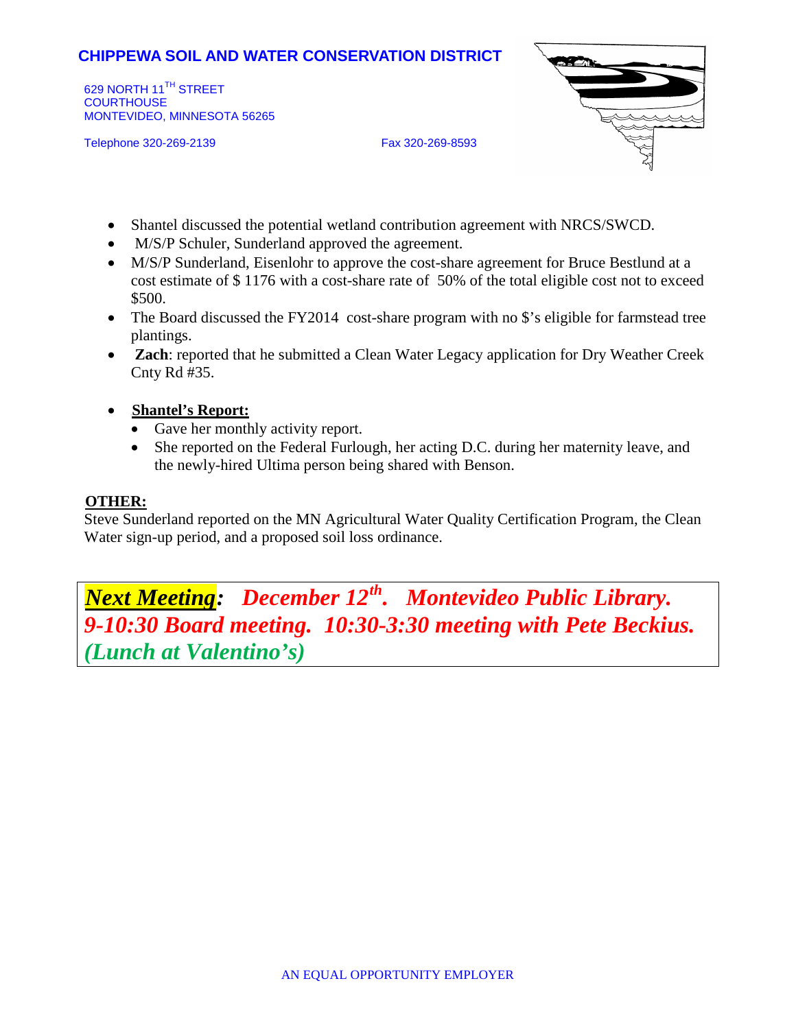**CHIPPEWA SOIL AND WATER CONSERVATION DISTRICT**

629 NORTH 11$^{TH}$ STREET
COURTHOUSE
MONTEVIDEO, MINNESOTA 56265

Telephone 320-269-2139 Fax 320-269-8593

- Shantel discussed the potential wetland contribution agreement with NRCS/SWCD.
- M/S/P Schuler, Sunderland approved the agreement.
- M/S/P Sunderland, Eisenlohr to approve the cost-share agreement for Bruce Bestlund at a cost estimate of $ 1176 with a cost-share rate of 50% of the total eligible cost not to exceed $500.
- The Board discussed the FY2014 cost-share program with no $'s eligible for farmstead tree plantings.
- **Zach**: reported that he submitted a Clean Water Legacy application for Dry Weather Creek Cnty Rd #35.

- **Shantel's Report:**
  - Gave her monthly activity report.
  - She reported on the Federal Furlough, her acting D.C. during her maternity leave, and the newly-hired Ultima person being shared with Benson.

**OTHER:**
Steve Sunderland reported on the MN Agricultural Water Quality Certification Program, the Clean Water sign-up period, and a proposed soil loss ordinance.

***Next Meeting*: December 12th. Montevideo Public Library. 9-10:30 Board meeting. 10:30-3:30 meeting with Pete Beckius. (Lunch at Valentino's)**

AN EQUAL OPPORTUNITY EMPLOYER